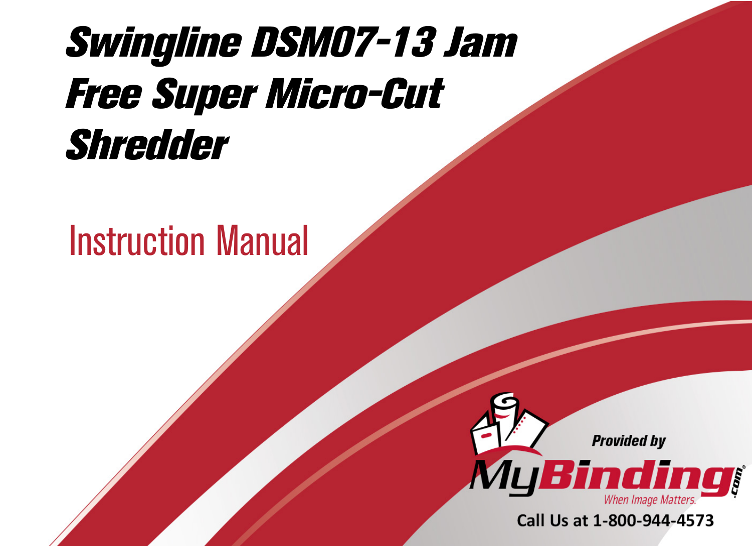# Swingline DSM07-13 Jam Free Super Micro-Cut Shredder

## Instruction Manual

Provided by

MyBinding.com

When Image Matters.

Call Us at 1-800-944-4573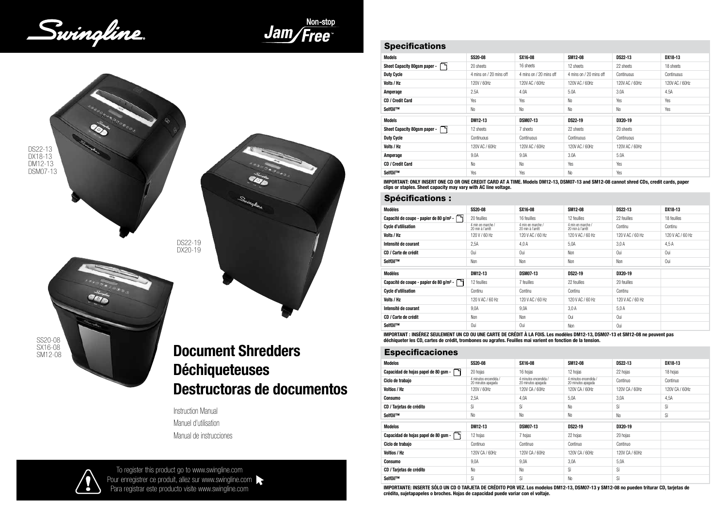Swingline

Non-stop Jam Free™

DS22-13
DX18-13
DM12-13
DSM07-13

DS22-19
DX20-19

SS20-08
SX16-08
SM12-08

# Document Shredders
# Déchiqueteuses
# Destructoras de documentos

Instruction Manual

Manuel d'utilisation

Manual de instrucciones

To register this product go to www.swingline.com
Pour enregistrer ce produit, allez sur www.swingline.com
Para registrar este producto visite www.swingline.com

## Specifications

| Models | SS20-08 | SX16-08 | SM12-08 | DS22-13 | DX18-13 |
|---|---|---|---|---|---|
| Sheet Capacity 80gsm paper - | 20 sheets | 16 sheets | 12 sheets | 22 sheets | 18 sheets |
| Duty Cycle | 4 mins on / 20 mins off | 4 mins on / 20 mins off | 4 mins on / 20 mins off | Continuous | Continuous |
| Volts / Hz | 120V / 60Hz | 120V AC / 60Hz | 120V AC / 60Hz | 120V AC / 60Hz | 120V AC / 60Hz |
| Amperage | 2.5A | 4.0A | 5.0A | 3.0A | 4.5A |
| CD / Credit Card | Yes | Yes | No | Yes | Yes |
| SelfOil™ | No | No | No | No | Yes |

| Models | DM12-13 | DSM07-13 | DS22-19 | DX20-19 |
|---|---|---|---|---|
| Sheet Capacity 80gsm paper - | 12 sheets | 7 sheets | 22 sheets | 20 sheets |
| Duty Cycle | Continuous | Continuous | Continuous | Continuous |
| Volts / Hz | 120V AC / 60Hz | 120V AC / 60Hz | 120V AC / 60Hz | 120V AC / 60Hz |
| Amperage | 9.0A | 9.0A | 3.0A | 5.0A |
| CD / Credit Card | No | No | Yes | Yes |
| SelfOil™ | Yes | Yes | No | Yes |

**IMPORTANT: ONLY INSERT ONE CD OR ONE CREDIT CARD AT A TIME. Models DM12-13, DSM07-13 and SM12-08 cannot shred CDs, credit cards, paper clips or staples. Sheet capacity may vary with AC line voltage.**

## Spécifications :

| Modèles | SS20-08 | SX16-08 | SM12-08 | DS22-13 | DX18-13 |
|---|---|---|---|---|---|
| Capacité de coupe - papier de 80 g/m² - | 20 feuilles | 16 feuilles | 12 feuilles | 22 feuilles | 18 feuilles |
| Cycle d'utilisation | 4 min en marche / 20 min à l'arrêt | 4 min en marche / 20 min à l'arrêt | 4 min en marche / 20 min à l'arrêt | Continu | Continu |
| Volts / Hz | 120 V / 60 Hz | 120 V AC / 60 Hz | 120 V AC / 60 Hz | 120 V AC / 60 Hz | 120 V AC / 60 Hz |
| Intensité de courant | 2,5A | 4,0 A | 5,0A | 3,0 A | 4,5 A |
| CD / Carte de crédit | Oui | Oui | Non | Oui | Oui |
| SelfOil™ | Non | Non | Non | Non | Oui |

| Modèles | DM12-13 | DSM07-13 | DS22-19 | DX20-19 |
|---|---|---|---|---|
| Capacité de coupe - papier de 80 g/m² - | 12 feuilles | 7 feuilles | 22 feuilles | 20 feuilles |
| Cycle d'utilisation | Continu | Continu | Continu | Continu |
| Volts / Hz | 120 V AC / 60 Hz | 120 V AC / 60 Hz | 120 V AC / 60 Hz | 120 V AC / 60 Hz |
| Intensité de courant | 9,0A | 9,0A | 3,0 A | 5,0 A |
| CD / Carte de crédit | Non | Non | Oui | Oui |
| SelfOil™ | Oui | Oui | Non | Oui |

**IMPORTANT : INSÉREZ SEULEMENT UN CD OU UNE CARTE DE CRÉDIT À LA FOIS. Les modèles DM12-13, DSM07-13 et SM12-08 ne peuvent pas déchiqueter les CD, cartes de crédit, trombones ou agrafes. Feuilles mai varient en fonction de la tension.**

## Especificaciones

| Modelos | SS20-08 | SX16-08 | SM12-08 | DS22-13 | DX18-13 |
|---|---|---|---|---|---|
| Capacidad de hojas papel de 80 gsm - | 20 hojas | 16 hojas | 12 hojas | 22 hojas | 18 hojas |
| Ciclo de trabajo | 4 minutos encendida / 20 minutos apagada | 4 minutos encendida / 20 minutos apagada | 4 minutos encendida / 20 minutos apagada | Continuo | Continuo |
| Voltios / Hz | 120V / 60Hz | 120V CA / 60Hz | 120V CA / 60Hz | 120V CA / 60Hz | 120V CA / 60Hz |
| Consumo | 2,5A | 4,0A | 5,0A | 3,0A | 4,5A |
| CD / Tarjetas de crédito | Sí | Sí | No | Sí | Sí |
| SelfOil™ | No | No | No | No | Sí |

| Modelos | DM12-13 | DSM07-13 | DS22-19 | DX20-19 |
|---|---|---|---|---|
| Capacidad de hojas papel de 80 gsm - | 12 hojas | 7 hojas | 22 hojas | 20 hojas |
| Ciclo de trabajo | Continuo | Continuo | Continuo | Continuo |
| Voltios / Hz | 120V CA / 60Hz | 120V CA / 60Hz | 120V CA / 60Hz | 120V CA / 60Hz |
| Consumo | 9,0A | 9,0A | 3,0A | 5,0A |
| CD / Tarjetas de crédito | No | No | Sí | Sí |
| SelfOil™ | Sí | Sí | No | Sí |

**IMPORTANTE: INSERTE SÓLO UN CD O TARJETA DE CRÉDITO POR VEZ. Los modelos DM12-13, DSM07-13 y SM12-08 no pueden triturar CD, tarjetas de crédito, sujetapapeles o broches. Hojas de capacidad puede variar con el voltaje.**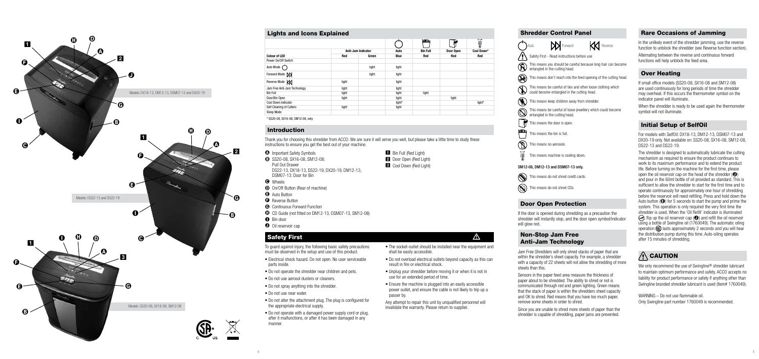Models: DX18-13, DM12-13, DSM07-13 and DX20-19

Models: DS22-13 and DS22-19

Models: SS20-08, SX16-08, SM12-08

## Lights and Icons Explained

| | Anti-Jam Indicator | | Auto | Bin Full | Door Open | Cool Down* |
|---|---|---|---|---|---|---|
| **Colour of LED** | **Red** | **Green** | **Blue** | **Red** | **Red** | **Red** |
| Power On/Off Switch | | | | | | |
| Auto Mode | | light | light | | | |
| Forward Mode | | light | light | | | |
| Reverse Mode | light | | light | | | |
| Jam Free Anti-Jam Technology | light | | light | | | |
| Bin Full | light | | light | light | | |
| Door/Bin Open | light | | light | | light | |
| Cool Down Indicator | | | light* | | | light* |
| Self Cleaning of Cutters | light | | light | | | |
| Sleep Mode | | | | | | |

\* SS20-08, SX16-08, SM12-08, only

## Introduction

Thank you for choosing this shredder from ACCO. We are sure it will serve you well, but please take a little time to study these instructions to ensure you get the best out of your machine.

- **A** Important Safety Symbols
- **B** SS20-08, SX16-08, SM12-08: Pull Out Drawer
  DS22-13, DX18-13, DS22-19, DX20-19, DM12-13, DSM07-13: Door for Bin
- **C** Wheels
- **D** On/Off Button (Rear of machine)
- **E** Auto Button
- **F** Reverse Button
- **G** Continuous Forward Function
- **H** CD Guide (not fitted on DM12-13, DSM07-13, SM12-08)
- **I** Bin door
- **J** Oil reservoir cap

- **1** Bin Full (Red Light)
- **2** Door Open (Red Light)
- **3** Cool Down (Red Light)

## Safety First

To guard against injury, the following basic safety precautions must be observed in the setup and use of this product.

- Electrical shock hazard. Do not open. No user serviceable parts inside.
- Do not operate the shredder near children and pets.
- Do not use aerosol dusters or cleaners.
- Do not spray anything into the shredder.
- Do not use near water.
- Do not alter the attachment plug. The plug is configured for the appropriate electrical supply.
- Do not operate with a damaged power supply cord or plug, after it malfunctions, or after it has been damaged in any manner.
- The socket-outlet should be installed near the equipment and shall be easily accessible.
- Do not overload electrical outlets beyond capacity as this can result in fire or electrical shock.
- Unplug your shredder before moving it or when it is not in use for an extended period of time.
- Ensure the machine is plugged into an easily accessible power outlet, and ensure the cable is not likely to trip up a passer by.

Any attempt to repair this unit by unqualified personnel will invalidate the warranty. Please return to supplier.

## Shredder Control Panel

Auto Forward Reverse

- Safety First - Read instructions before use
- This means you should be careful because long hair can become entangled in the cutting head.
- This means don't reach into the feed opening of the cutting head.
- This means be careful of ties and other loose clothing which could become entangled in the cutting head.
- This means keep children away from shredder.
- This means be careful of loose jewellery which could become entangled in the cutting head.
- This means the door is open.
- This means the bin is full.
- This means no aerosols.
- This means machine is cooling down.

**SM12-08, DM12-13 and DSM07-13 only.**

- This means do not shred credit cards.
- This means do not shred CDs.

## Door Open Protection

If the door is opened during shredding as a precaution the shredder will instantly stop, and the door open symbol/indicator will glow red.

## Non-Stop Jam Free Anti-Jam Technology

Jam Free Shredders will only shred stacks of paper that are within the shredder's sheet capacity. For example, a shredder with a capacity of 22 sheets will not allow the shredding of more sheets than this.

Sensors in the paper feed area measure the thickness of paper about to be shredded. The ability to shred or not is communicated through red and green lighting. Green means that the stack of paper is within the shredders sheet capacity and OK to shred. Red means that you have too much paper, remove some sheets in order to shred.

Since you are unable to shred more sheets of paper than the shredder is capable of shredding, paper jams are prevented.

## Rare Occasions of Jamming

In the unlikely event of the shredder jamming, use the reverse function to unblock the shredder (see Reverse function section).

Alternating between the reverse and continuous forward functions will help unblock the feed area.

## Over Heating

If small office models (SS20-08, SX16-08 and SM12-08) are used continuously for long periods of time the shredder may overheat. If this occurs the thermometer symbol on the indicator panel will illuminate.

When the shredder is ready to be used again the thermometer symbol will not illuminate.

## Initial Setup of SelfOil

For models with SelfOil: DX18-13, DM12-13, DSM07-13 and DX20-19 only. Not available on: SS20-08, SX16-08, SM12-08, DS22-13 and DS22-19.

The shredder is designed to automatically lubricate the cutting mechanism as required to ensure the product continues to work to its maximum performance and to extend the product life. Before turning on the machine for the first time, please open the oil reservoir cap on the head of the shredder (**J**) and pour in the 60ml bottle of oil provided as standard. This is sufficient to allow the shredder to start for the first time and to operate continuously for approximately one hour of shredding before the reservoir will need refilling. Press and hold down the Auto button (**E**) for 5 seconds to start the pump and prime the system. This operation is only required the very first time the shredder is used. When the 'Oil Refill' indicator is illuminated, flip up the oil reservoir cap (**J**) and refill the oil reservoir using a bottle of Swingline oil (1760049). The automatic oiling operation lasts approximately 2 seconds and you will hear the distribution pump during this time. Auto-oiling operates after 15 minutes of shredding.

## CAUTION

We only recommend the use of Swingline® shredder lubricant to maintain optimum performance and safety. ACCO accepts no liability for product performance or safety if anything other than Swingline branded shredder lubricant is used (Item# 1760049).

WARNING – Do not use flammable oil.
Only Swingline part number 1760049 is recommended.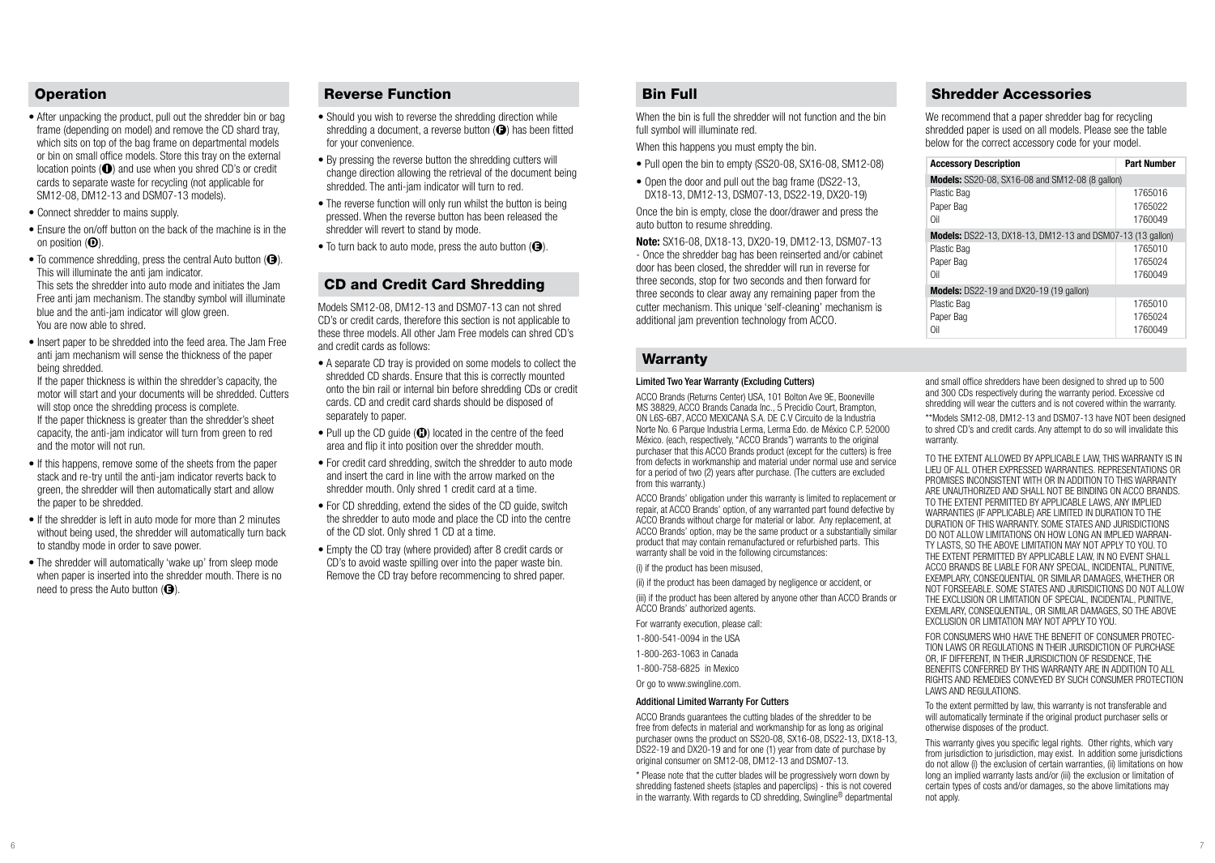## Operation

- After unpacking the product, pull out the shredder bin or bag frame (depending on model) and remove the CD shard tray, which sits on top of the bag frame on departmental models or bin on small office models. Store this tray on the external location points (I) and use when you shred CD's or credit cards to separate waste for recycling (not applicable for SM12-08, DM12-13 and DSM07-13 models).
- Connect shredder to mains supply.
- Ensure the on/off button on the back of the machine is in the on position (D).
- To commence shredding, press the central Auto button (E). This will illuminate the anti jam indicator. This sets the shredder into auto mode and initiates the Jam Free anti jam mechanism. The standby symbol will illuminate blue and the anti-jam indicator will glow green. You are now able to shred.
- Insert paper to be shredded into the feed area. The Jam Free anti jam mechanism will sense the thickness of the paper being shredded.
  If the paper thickness is within the shredder's capacity, the motor will start and your documents will be shredded. Cutters will stop once the shredding process is complete.
  If the paper thickness is greater than the shredder's sheet capacity, the anti-jam indicator will turn from green to red and the motor will not run.
- If this happens, remove some of the sheets from the paper stack and re-try until the anti-jam indicator reverts back to green, the shredder will then automatically start and allow the paper to be shredded.
- If the shredder is left in auto mode for more than 2 minutes without being used, the shredder will automatically turn back to standby mode in order to save power.
- The shredder will automatically 'wake up' from sleep mode when paper is inserted into the shredder mouth. There is no need to press the Auto button (E).

## Reverse Function

- Should you wish to reverse the shredding direction while shredding a document, a reverse button (F) has been fitted for your convenience.
- By pressing the reverse button the shredding cutters will change direction allowing the retrieval of the document being shredded. The anti-jam indicator will turn to red.
- The reverse function will only run whilst the button is being pressed. When the reverse button has been released the shredder will revert to stand by mode.
- To turn back to auto mode, press the auto button (E).

## CD and Credit Card Shredding

Models SM12-08, DM12-13 and DSM07-13 can not shred CD's or credit cards, therefore this section is not applicable to these three models. All other Jam Free models can shred CD's and credit cards as follows:

- A separate CD tray is provided on some models to collect the shredded CD shards. Ensure that this is correctly mounted onto the bin rail or internal bin before shredding CDs or credit cards. CD and credit card shards should be disposed of separately to paper.
- Pull up the CD guide (H) located in the centre of the feed area and flip it into position over the shredder mouth.
- For credit card shredding, switch the shredder to auto mode and insert the card in line with the arrow marked on the shredder mouth. Only shred 1 credit card at a time.
- For CD shredding, extend the sides of the CD guide, switch the shredder to auto mode and place the CD into the centre of the CD slot. Only shred 1 CD at a time.
- Empty the CD tray (where provided) after 8 credit cards or CD's to avoid waste spilling over into the paper waste bin. Remove the CD tray before recommencing to shred paper.

## Bin Full

When the bin is full the shredder will not function and the bin full symbol will illuminate red.

When this happens you must empty the bin.

- Pull open the bin to empty (SS20-08, SX16-08, SM12-08)
- Open the door and pull out the bag frame (DS22-13, DX18-13, DM12-13, DSM07-13, DS22-19, DX20-19)

Once the bin is empty, close the door/drawer and press the auto button to resume shredding.

**Note:** SX16-08, DX18-13, DX20-19, DM12-13, DSM07-13 - Once the shredder bag has been reinserted and/or cabinet door has been closed, the shredder will run in reverse for three seconds, stop for two seconds and then forward for three seconds to clear away any remaining paper from the cutter mechanism. This unique 'self-cleaning' mechanism is additional jam prevention technology from ACCO.

## Shredder Accessories

We recommend that a paper shredder bag for recycling shredded paper is used on all models. Please see the table below for the correct accessory code for your model.

| Accessory Description | Part Number |
|---|---|
| **Models:** SS20-08, SX16-08 and SM12-08 (8 gallon) | |
| Plastic Bag | 1765016 |
| Paper Bag | 1765022 |
| Oil | 1760049 |
| **Models:** DS22-13, DX18-13, DM12-13 and DSM07-13 (13 gallon) | |
| Plastic Bag | 1765010 |
| Paper Bag | 1765024 |
| Oil | 1760049 |
| **Models:** DS22-19 and DX20-19 (19 gallon) | |
| Plastic Bag | 1765010 |
| Paper Bag | 1765024 |
| Oil | 1760049 |

## Warranty

### Limited Two Year Warranty (Excluding Cutters)

ACCO Brands (Returns Center) USA, 101 Bolton Ave 9E, Booneville MS 38829, ACCO Brands Canada Inc., 5 Precidio Court, Brampton, ON L6S-6B7, ACCO MEXICANA S.A. DE C.V Circuito de la Industria Norte No. 6 Parque Industria Lerma, Lerma Edo. de México C.P. 52000 México. (each, respectively, "ACCO Brands") warrants to the original purchaser that this ACCO Brands product (except for the cutters) is free from defects in workmanship and material under normal use and service for a period of two (2) years after purchase. (The cutters are excluded from this warranty.)

ACCO Brands' obligation under this warranty is limited to replacement or repair, at ACCO Brands' option, of any warranted part found defective by ACCO Brands without charge for material or labor. Any replacement, at ACCO Brands' option, may be the same product or a substantially similar product that may contain remanufactured or refurbished parts. This warranty shall be void in the following circumstances:

(i) if the product has been misused,

(ii) if the product has been damaged by negligence or accident, or

(iii) if the product has been altered by anyone other than ACCO Brands or ACCO Brands' authorized agents.

For warranty execution, please call:

1-800-541-0094 in the USA

1-800-263-1063 in Canada

1-800-758-6825 in Mexico

Or go to www.swingline.com.

### Additional Limited Warranty For Cutters

ACCO Brands guarantees the cutting blades of the shredder to be free from defects in material and workmanship for as long as original purchaser owns the product on SS20-08, SX16-08, DS22-13, DX18-13, DS22-19 and DX20-19 and for one (1) year from date of purchase by original consumer on SM12-08, DM12-13 and DSM07-13.

\* Please note that the cutter blades will be progressively worn down by shredding fastened sheets (staples and paperclips) - this is not covered in the warranty. With regards to CD shredding, Swingline® departmental and small office shredders have been designed to shred up to 500 and 300 CDs respectively during the warranty period. Excessive cd shredding will wear the cutters and is not covered within the warranty.

\*\*Models SM12-08, DM12-13 and DSM07-13 have NOT been designed to shred CD's and credit cards. Any attempt to do so will invalidate this warranty.

TO THE EXTENT ALLOWED BY APPLICABLE LAW, THIS WARRANTY IS IN LIEU OF ALL OTHER EXPRESSED WARRANTIES. REPRESENTATIONS OR PROMISES INCONSISTENT WITH OR IN ADDITION TO THIS WARRANTY ARE UNAUTHORIZED AND SHALL NOT BE BINDING ON ACCO BRANDS. TO THE EXTENT PERMITTED BY APPLICABLE LAWS, ANY IMPLIED WARRANTIES (IF APPLICABLE) ARE LIMITED IN DURATION TO THE DURATION OF THIS WARRANTY. SOME STATES AND JURISDICTIONS DO NOT ALLOW LIMITATIONS ON HOW LONG AN IMPLIED WARRANTY LASTS, SO THE ABOVE LIMITATION MAY NOT APPLY TO YOU. TO THE EXTENT PERMITTED BY APPLICABLE LAW, IN NO EVENT SHALL ACCO BRANDS BE LIABLE FOR ANY SPECIAL, INCIDENTAL, PUNITIVE, EXEMPLARY, CONSEQUENTIAL OR SIMILAR DAMAGES, WHETHER OR NOT FORSEEABLE. SOME STATES AND JURISDICTIONS DO NOT ALLOW THE EXCLUSION OR LIMITATION OF SPECIAL, INCIDENTAL, PUNITIVE, EXEMLARY, CONSEQUENTIAL, OR SIMILAR DAMAGES, SO THE ABOVE EXCLUSION OR LIMITATION MAY NOT APPLY TO YOU.

FOR CONSUMERS WHO HAVE THE BENEFIT OF CONSUMER PROTECTION LAWS OR REGULATIONS IN THEIR JURISDICTION OF PURCHASE OR, IF DIFFERENT, IN THEIR JURISDICTION OF RESIDENCE, THE BENEFITS CONFERRED BY THIS WARRANTY ARE IN ADDITION TO ALL RIGHTS AND REMEDIES CONVEYED BY SUCH CONSUMER PROTECTION LAWS AND REGULATIONS.

To the extent permitted by law, this warranty is not transferable and will automatically terminate if the original product purchaser sells or otherwise disposes of the product.

This warranty gives you specific legal rights. Other rights, which vary from jurisdiction to jurisdiction, may exist. In addition some jurisdictions do not allow (i) the exclusion of certain warranties, (ii) limitations on how long an implied warranty lasts and/or (iii) the exclusion or limitation of certain types of costs and/or damages, so the above limitations may not apply.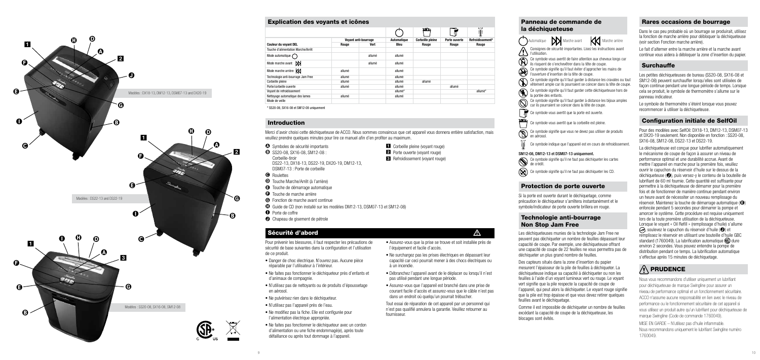Modèles : DX18-13, DM12-13, DSM07-13 and DX20-19

Modèles : DS22-13 and DS22-19

Modèles : SS20-08, SX16-08, SM12-08

## Explication des voyants et icônes

| | Voyant anti-bourrage | | Automatique | Corbeille pleine | Porte ouverte | Refroidissement* |
|---|---|---|---|---|---|---|
| **Couleur du voyant DEL** | **Rouge** | **Vert** | **Bleu** | **Rouge** | **Rouge** | **Rouge** |
| Touche d'alimentation Marche/Arrêt | | | | | | |
| Mode automatique | | allumé | allumé | | | |
| Mode marche avant | | allumé | allumé | | | |
| Mode marche arrière | allumé | | allumé | | | |
| Technologie anti-bourrage Jam Free | allumé | | allumé | | | |
| Corbeille pleine | allumé | | allumé | allumé | | |
| Porte/corbeille ouverte | allumé | | allumé | | allumé | |
| Voyant de refroidissement | | | allumé* | | | allumé* |
| Nettoyage automatique des lames | allumé | | allumé | | | |
| Mode de veille | | | | | | |

\* SS20-08, SX16-08 et SM12-08 uniquement

## Introduction

Merci d'avoir choisi cette déchiqueteuse de ACCO. Nous sommes convaincus que cet appareil vous donnera entière satisfaction, mais veuillez prendre quelques minutes pour lire ce manuel afin d'en profiter au maximum.

- **A** Symboles de sécurité importants
- **B** SS20-08, SX16-08, SM12-08 : Corbeille-tiroir
  DS22-13, DX18-13, DS22-19, DX20-19, DM12-13, DSM07-13 : Porte de corbeille
- **C** Roulettes
- **D** Touche Marche/Arrêt (à l'arrière)
- **E** Touche de démarrage automatique
- **F** Touche de marche arrière
- **G** Fonction de marche avant continue
- **H** Guide de CD (non installé sur les modèles DM12-13, DSM07-13 et SM12-08)
- **I** Porte de coffre
- **J** Chapeau de gisement de pétrole

- **1** Corbeille pleine (voyant rouge)
- **2** Porte ouverte (voyant rouge)
- **3** Refroidissement (voyant rouge)

## Sécurité d'abord

Pour prévenir les blessures, il faut respecter les précautions de sécurité de base suivantes dans la configuration et l'utilisation de ce produit.

- Danger de choc électrique. N'ouvrez pas. Aucune pièce réparable par l'utilisateur à l'intérieur.
- Ne faites pas fonctionner le déchiqueteur près d'enfants et d'animaux de compagnie.
- N'utilisez pas de nettoyants ou de produits d'époussetage en aérosol.
- Ne pulvérisez rien dans le déchiqueteur.
- N'utilisez pas l'appareil près de l'eau.
- Ne modifiez pas la fiche. Elle est configurée pour l'alimentation électrique appropriée.
- Ne faites pas fonctionner le déchiqueteur avec un cordon d'alimentation ou une fiche endommagé(e), après toute défaillance ou après tout dommage à l'appareil.
- Assurez-vous que la prise se trouve et soit installée près de l'équipement et facile d'accès.
- Ne surchargez pas les prises électriques en dépassant leur capacité car ceci pourrait mener à des chocs électriques ou à un incendie.
- Débranchez l'appareil avant de le déplacer ou lorsqu'il n'est pas utilisé pendant une longue période.
- Assurez-vous que l'appareil est branché dans une prise de courant facile d'accès et assurez-vous que le câble n'est pas dans un endroit où quelqu'un pourrait trébucher.

Tout essai de réparation de cet appareil par un personnel qui n'est pas qualifié annulera la garantie. Veuillez retourner au fournisseur.

## Panneau de commande de la déchiqueteuse

Automatique — Marche avant — Marche arrière

Consignes de sécurité importantes. Lisez les instructions avant l'utilisation.

Ce symbole vous avertit de faire attention aux cheveux longs car ils risquent de s'enchevêtrer dans la tête de coupe.

Ce symbole signifie qu'il faut éviter d'approcher les mains de l'ouverture d'insertion de la tête de coupe.

Ce symbole signifie qu'il faut garder à distance les cravates ou tout vêtement ample car ils pourraient se coincer dans la tête de coupe.

Ce symbole signifie qu'il faut garder cette déchiqueteuse hors de la portée des enfants.

Ce symbole signifie qu'il faut garder à distance les bijoux amples car ils pourraient se coincer dans la tête de coupe.

Ce symbole vous avertit que la porte est ouverte.

Ce symbole vous avertit que la corbeille est pleine.

Ce symbole signifie que vous ne devez pas utiliser de produits en aérosol.

Ce symbole indique que l'appareil est en cours de refroidissement.

**SM12-08, DM12-13 et DSM07-13 uniquement.**

Ce symbole signifie qu'il ne faut pas déchiqueter les cartes de crédit.

Ce symbole signifie qu'il ne faut pas déchiqueter les CD.

## Protection de porte ouverte

Si la porte est ouverte durant le déchiquetage, comme précaution le déchiqueteur s'arrêtera instantanément et le symbole/indicateur de porte ouverte brillera en rouge.

## Technologie anti-bourrage Non Stop Jam Free

Les déchiqueteuses munies de la technologie Jam Free ne peuvent pas déchiqueter un nombre de feuilles dépassant leur capacité de coupe. Par exemple, une déchiqueteuse offrant une capacité de coupe de 22 feuilles ne vous permettra pas de déchiqueter un plus grand nombre de feuilles.

Des capteurs situés dans la zone d'insertion du papier mesurent l'épaisseur de la pile de feuilles à déchiqueter. La déchiqueteuse indique sa capacité à déchiqueter ou non les feuilles à l'aide d'un voyant lumineux vert ou rouge. Le voyant vert signifie que la pile respecte la capacité de coupe de l'appareil, qui peut alors la déchiqueter. Le voyant rouge signifie que la pile est trop épaisse et que vous devez retirer quelques feuilles avant le déchiquetage.

Comme il est impossible de déchiqueter un nombre de feuilles excédant la capacité de coupe de la déchiqueteuse, les blocages sont évités.

## Rares occasions de bourrage

Dans le cas peu probable où un bourrage se produirait, utilisez la fonction de marche arrière pour débloquer la déchiqueteuse (voir section Fonction marche arrière).

Le fait d'alterner entre la marche arrière et la marche avant continue vous aidera à débloquer la zone d'insertion du papier.

## Surchauffe

Les petites déchiqueteuses de bureau (SS20-08, SX16-08 et SM12-08) peuvent surchauffer lorsqu'elles sont utilisées de façon continue pendant une longue période de temps. Lorsque cela se produit, le symbole de thermomètre s'allume sur le panneau indicateur.

Le symbole de thermomètre s'éteint lorsque vous pouvez recommencer à utiliser la déchiqueteuse.

## Configuration initiale de SelfOil

Pour des modèles avec SelfOil: DX18-13, DM12-13, DSM07-13 et DX20-19 seulement. Non disponible en fonction : SS20-08, SX16-08, SM12-08, DS22-13 et DS22-19.

La déchiqueteuse est conçue pour lubrifier automatiquement le mécanisme de coupe de façon à assurer un niveau de performance optimal et une durabilité accrue. Avant de mettre l'appareil en marche pour la première fois, veuillez ouvrir le capuchon du réservoir d'huile sur le dessus de la déchiqueteuse (**J**), puis versez-y le contenu de la bouteille de lubrifiant de 60 ml fournie. Cette quantité est suffisante pour permettre à la déchiqueteuse de démarrer pour la première fois et de fonctionner de manière continue pendant environ un heure avant de nécessiter un nouveau remplissage du réservoir. Maintenez la touche de démarrage automatique (**E**) enfoncée pendant 5 secondes pour démarrer la pompe et amorcer le système. Cette procédure est requise uniquement lors de la toute première utilisation de la déchiqueteuse. Lorsque le voyant « Oil Refill » (remplissage d'huile) s'allume, soulevez le capuchon du réservoir d'huile (**J**) et remplissez le réservoir en utilisant une bouteille d'huile GBC standard (1760049). La lubrification automatique dure environ 2 secondes. Vous pouvez entendre la pompe de distribution pendant ce temps. La lubrification automatique s'effectue après 15 minutes de déchiquetage.

## PRUDENCE

Nous vous recommandons d'utiliser uniquement un lubrifiant pour déchiqueteuse de marque Swingline pour assurer un niveau de performance optimal et un fonctionnement sécuritaire. ACCO n'assume aucune responsabilité en lien avec le niveau de performance ou le fonctionnement sécuritaire de cet appareil si vous utilisez un produit autre qu'un lubrifiant pour déchiqueteuse de marque Swingline (Code de commande 1760049).

MISE EN GARDE – N'utilisez pas d'huile inflammable. Nous recommandons uniquement le lubrifiant Swingline numéro 1760049.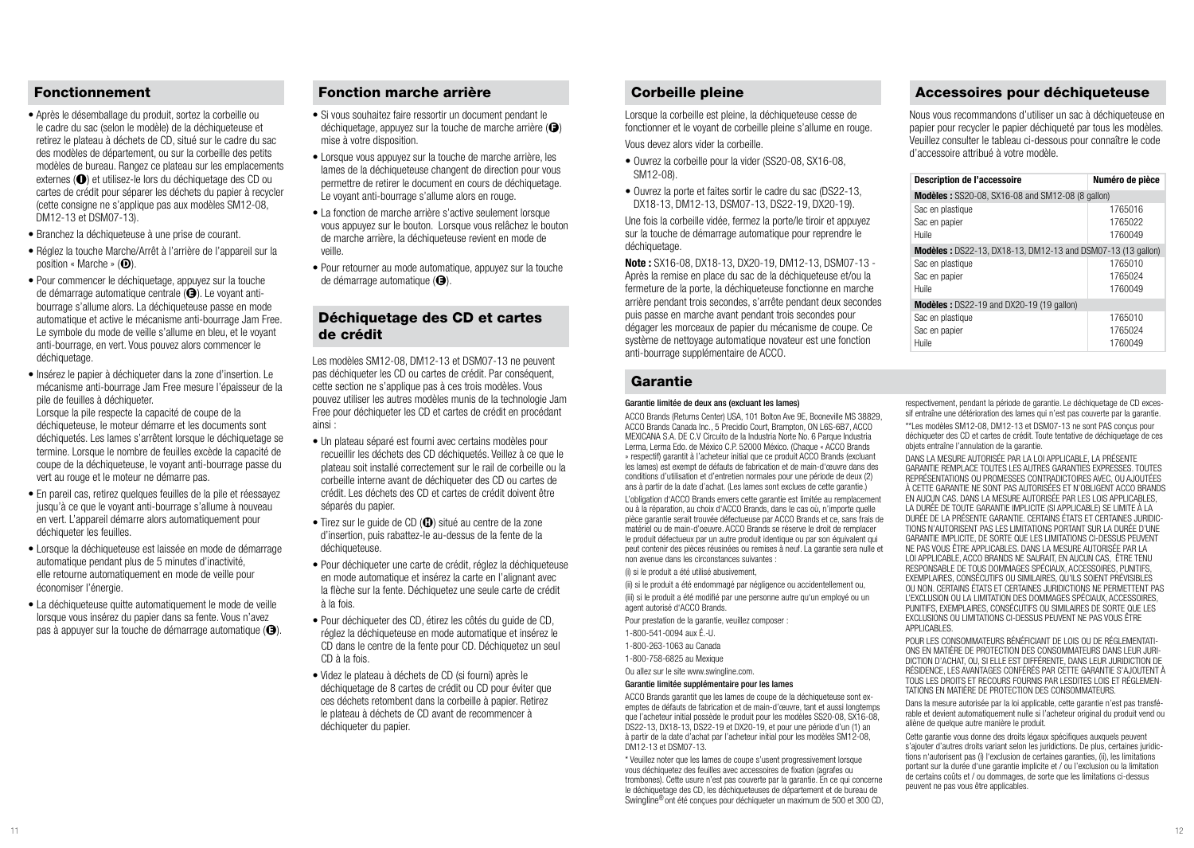## Fonctionnement

- Après le désemballage du produit, sortez la corbeille ou le cadre du sac (selon le modèle) de la déchiqueteuse et retirez le plateau à déchets de CD, situé sur le cadre du sac des modèles de département, ou sur la corbeille des petits modèles de bureau. Rangez ce plateau sur les emplacements externes (I) et utilisez-le lors du déchiquetage des CD ou cartes de crédit pour séparer les déchets du papier à recycler (cette consigne ne s'applique pas aux modèles SM12-08, DM12-13 et DSM07-13).
- Branchez la déchiqueteuse à une prise de courant.
- Réglez la touche Marche/Arrêt à l'arrière de l'appareil sur la position « Marche » (D).
- Pour commencer le déchiquetage, appuyez sur la touche de démarrage automatique centrale (E). Le voyant anti-bourrage s'allume alors. La déchiqueteuse passe en mode automatique et active le mécanisme anti-bourrage Jam Free. Le symbole du mode de veille s'allume en bleu, et le voyant anti-bourrage, en vert. Vous pouvez alors commencer le déchiquetage.
- Insérez le papier à déchiqueter dans la zone d'insertion. Le mécanisme anti-bourrage Jam Free mesure l'épaisseur de la pile de feuilles à déchiqueter.
  Lorsque la pile respecte la capacité de coupe de la déchiqueteuse, le moteur démarre et les documents sont déchiquetés. Les lames s'arrêtent lorsque le déchiquetage se termine. Lorsque le nombre de feuilles excède la capacité de coupe de la déchiqueteuse, le voyant anti-bourrage passe du vert au rouge et le moteur ne démarre pas.
- En pareil cas, retirez quelques feuilles de la pile et réessayez jusqu'à ce que le voyant anti-bourrage s'allume à nouveau en vert. L'appareil démarre alors automatiquement pour déchiqueter les feuilles.
- Lorsque la déchiqueteuse est laissée en mode de démarrage automatique pendant plus de 5 minutes d'inactivité, elle retourne automatiquement en mode de veille pour économiser l'énergie.
- La déchiqueteuse quitte automatiquement le mode de veille lorsque vous insérez du papier dans sa fente. Vous n'avez pas à appuyer sur la touche de démarrage automatique (E).

## Fonction marche arrière

- Si vous souhaitez faire ressortir un document pendant le déchiquetage, appuyez sur la touche de marche arrière (F) mise à votre disposition.
- Lorsque vous appuyez sur la touche de marche arrière, les lames de la déchiqueteuse changent de direction pour vous permettre de retirer le document en cours de déchiquetage. Le voyant anti-bourrage s'allume alors en rouge.
- La fonction de marche arrière s'active seulement lorsque vous appuyez sur le bouton. Lorsque vous relâchez le bouton de marche arrière, la déchiqueteuse revient en mode de veille.
- Pour retourner au mode automatique, appuyez sur la touche de démarrage automatique (E).

## Déchiquetage des CD et cartes de crédit

Les modèles SM12-08, DM12-13 et DSM07-13 ne peuvent pas déchiqueter les CD ou cartes de crédit. Par conséquent, cette section ne s'applique pas à ces trois modèles. Vous pouvez utiliser les autres modèles munis de la technologie Jam Free pour déchiqueter les CD et cartes de crédit en procédant ainsi :

- Un plateau séparé est fourni avec certains modèles pour recueillir les déchets des CD déchiquetés. Veillez à ce que le plateau soit installé correctement sur le rail de corbeille ou la corbeille interne avant de déchiqueter des CD ou cartes de crédit. Les déchets des CD et cartes de crédit doivent être séparés du papier.
- Tirez sur le guide de CD (H) situé au centre de la zone d'insertion, puis rabattez-le au-dessus de la fente de la déchiqueteuse.
- Pour déchiqueter une carte de crédit, réglez la déchiqueteuse en mode automatique et insérez la carte en l'alignant avec la flèche sur la fente. Déchiquetez une seule carte de crédit à la fois.
- Pour déchiqueter des CD, étirez les côtés du guide de CD, réglez la déchiqueteuse en mode automatique et insérez le CD dans le centre de la fente pour CD. Déchiquetez un seul CD à la fois.
- Videz le plateau à déchets de CD (si fourni) après le déchiquetage de 8 cartes de crédit ou CD pour éviter que ces déchets retombent dans la corbeille à papier. Retirez le plateau à déchets de CD avant de recommencer à déchiqueter du papier.

## Corbeille pleine

Lorsque la corbeille est pleine, la déchiqueteuse cesse de fonctionner et le voyant de corbeille pleine s'allume en rouge.

Vous devez alors vider la corbeille.

- Ouvrez la corbeille pour la vider (SS20-08, SX16-08, SM12-08).
- Ouvrez la porte et faites sortir le cadre du sac (DS22-13, DX18-13, DM12-13, DSM07-13, DS22-19, DX20-19).

Une fois la corbeille vidée, fermez la porte/le tiroir et appuyez sur la touche de démarrage automatique pour reprendre le déchiquetage.

**Note :** SX16-08, DX18-13, DX20-19, DM12-13, DSM07-13 - Après la remise en place du sac de la déchiqueteuse et/ou la fermeture de la porte, la déchiqueteuse fonctionne en marche arrière pendant trois secondes, s'arrête pendant deux secondes puis passe en marche avant pendant trois secondes pour dégager les morceaux de papier du mécanisme de coupe. Ce système de nettoyage automatique novateur est une fonction anti-bourrage supplémentaire de ACCO.

## Accessoires pour déchiqueteuse

Nous vous recommandons d'utiliser un sac à déchiqueteuse en papier pour recycler le papier déchiqueté par tous les modèles. Veuillez consulter le tableau ci-dessous pour connaître le code d'accessoire attribué à votre modèle.

| Description de l'accessoire | Numéro de pièce |
|---|---|
| **Modèles :** SS20-08, SX16-08 and SM12-08 (8 gallon) | |
| Sac en plastique | 1765016 |
| Sac en papier | 1765022 |
| Huile | 1760049 |
| **Modèles :** DS22-13, DX18-13, DM12-13 and DSM07-13 (13 gallon) | |
| Sac en plastique | 1765010 |
| Sac en papier | 1765024 |
| Huile | 1760049 |
| **Modèles :** DS22-19 and DX20-19 (19 gallon) | |
| Sac en plastique | 1765010 |
| Sac en papier | 1765024 |
| Huile | 1760049 |

## Garantie

**Garantie limitée de deux ans (excluant les lames)**

ACCO Brands (Returns Center) USA, 101 Bolton Ave 9E, Booneville MS 38829, ACCO Brands Canada Inc., 5 Precidio Court, Brampton, ON L6S-6B7, ACCO MEXICANA S.A. DE C.V Circuito de la Industria Norte No. 6 Parque Industria Lerma, Lerma Edo. de México C.P. 52000 México. (Chaque « ACCO Brands » respectif) garantit à l'acheteur initial que ce produit ACCO Brands (excluant les lames) est exempt de défauts de fabrication et de main-d'œuvre dans des conditions d'utilisation et d'entretien normales pour une période de deux (2) ans à partir de la date d'achat. (Les lames sont exclues de cette garantie.)

L'obligation d'ACCO Brands envers cette garantie est limitée au remplacement ou à la réparation, au choix d'ACCO Brands, dans le cas où, n'importe quelle pièce garantie serait trouvée défectueuse par ACCO Brands et ce, sans frais de matériel ou de main-d'oeuvre. ACCO Brands se réserve le droit de remplacer le produit défectueux par un autre produit identique ou par son équivalent qui peut contenir des pièces réusinées ou remises à neuf. La garantie sera nulle et non avenue dans les circonstances suivantes :

(i) si le produit a été utilisé abusivement,

(ii) si le produit a été endommagé par négligence ou accidentellement ou,

(iii) si le produit a été modifié par une personne autre qu'un employé ou un agent autorisé d'ACCO Brands.

Pour prestation de la garantie, veuillez composer :

1-800-541-0094 aux É.-U.

1-800-263-1063 au Canada

1-800-758-6825 au Mexique

Ou allez sur le site www.swingline.com.

**Garantie limitée supplémentaire pour les lames**

ACCO Brands garantit que les lames de coupe de la déchiqueteuse sont exemptes de défauts de fabrication et de main-d'œuvre, tant et aussi longtemps que l'acheteur initial possède le produit pour les modèles SS20-08, SX16-08, DS22-13, DX18-13, DS22-19 et DX20-19, et pour une période d'un (1) an à partir de la date d'achat par l'acheteur initial pour les modèles SM12-08, DM12-13 et DSM07-13.

\* Veuillez noter que les lames de coupe s'usent progressivement lorsque vous déchiquetez des feuilles avec accessoires de fixation (agrafes ou trombones). Cette usure n'est pas couverte par la garantie. En ce qui concerne le déchiquetage des CD, les déchiqueteuses de département et de bureau de Swingline® ont été conçues pour déchiqueter un maximum de 500 et 300 CD, respectivement, pendant la période de garantie. Le déchiquetage de CD excessif entraîne une détérioration des lames qui n'est pas couverte par la garantie.

\*\*Les modèles SM12-08, DM12-13 et DSM07-13 ne sont PAS conçus pour déchiqueter des CD et cartes de crédit. Toute tentative de déchiquetage de ces objets entraîne l'annulation de la garantie.

DANS LA MESURE AUTORISÉE PAR LA LOI APPLICABLE, LA PRÉSENTE GARANTIE REMPLACE TOUTES LES AUTRES GARANTIES EXPRESSES. TOUTES REPRÉSENTATIONS OU PROMESSES CONTRADICTOIRES AVEC, OU AJOUTÉES À CETTE GARANTIE NE SONT PAS AUTORISÉES ET N'OBLIGENT ACCO BRANDS EN AUCUN CAS. DANS LA MESURE AUTORISÉE PAR LES LOIS APPLICABLES, LA DURÉE DE TOUTE GARANTIE IMPLICITE (SI APPLICABLE) SE LIMITE À LA DURÉE DE LA PRÉSENTE GARANTIE. CERTAINS ÉTATS ET CERTAINES JURIDICTIONS N'AUTORISENT PAS LES LIMITATIONS PORTANT SUR LA DURÉE D'UNE GARANTIE IMPLICITE, DE SORTE QUE LES LIMITATIONS CI-DESSUS PEUVENT NE PAS VOUS ÊTRE APPLICABLES. DANS LA MESURE AUTORISÉE PAR LA LOI APPLICABLE, ACCO BRANDS NE SAURAIT, EN AUCUN CAS, ÊTRE TENU RESPONSABLE DE TOUS DOMMAGES SPÉCIAUX, ACCESSOIRES, PUNITIFS, EXEMPLAIRES, CONSÉCUTIFS OU SIMILAIRES, QU'ILS SOIENT PRÉVISIBLES OU NON. CERTAINS ÉTATS ET CERTAINES JURIDICTIONS NE PERMETTENT PAS L'EXCLUSION OU LA LIMITATION DES DOMMAGES SPÉCIAUX, ACCESSOIRES, PUNITIFS, EXEMPLAIRES, CONSÉCUTIFS OU SIMILAIRES DE SORTE QUE LES EXCLUSIONS OU LIMITATIONS CI-DESSUS PEUVENT NE PAS VOUS ÊTRE APPLICABLES.

POUR LES CONSOMMATEURS BÉNÉFICIANT DE LOIS OU DE RÉGLEMENTATIONS EN MATIÈRE DE PROTECTION DES CONSOMMATEURS DANS LEUR JURIDICTION D'ACHAT, OU, SI ELLE EST DIFFÉRENTE, DANS LEUR JURIDICTION DE RÉSIDENCE, LES AVANTAGES CONFÉRÉS PAR CETTE GARANTIE S'AJOUTENT À TOUS LES DROITS ET RECOURS FOURNIS PAR LESDITES LOIS ET RÉGLEMENTATIONS EN MATIÈRE DE PROTECTION DES CONSOMMATEURS.

Dans la mesure autorisée par la loi applicable, cette garantie n'est pas transférable et devient automatiquement nulle si l'acheteur original du produit vend ou aliène de quelque autre manière le produit.

Cette garantie vous donne des droits légaux spécifiques auxquels peuvent s'ajouter d'autres droits variant selon les juridictions. De plus, certaines juridictions n'autorisent pas (i) l'exclusion de certaines garanties, (ii), les limitations portant sur la durée d'une garantie implicite et / ou l'exclusion ou la limitation de certains coûts et / ou dommages, de sorte que les limitations ci-dessus peuvent ne pas vous être applicables.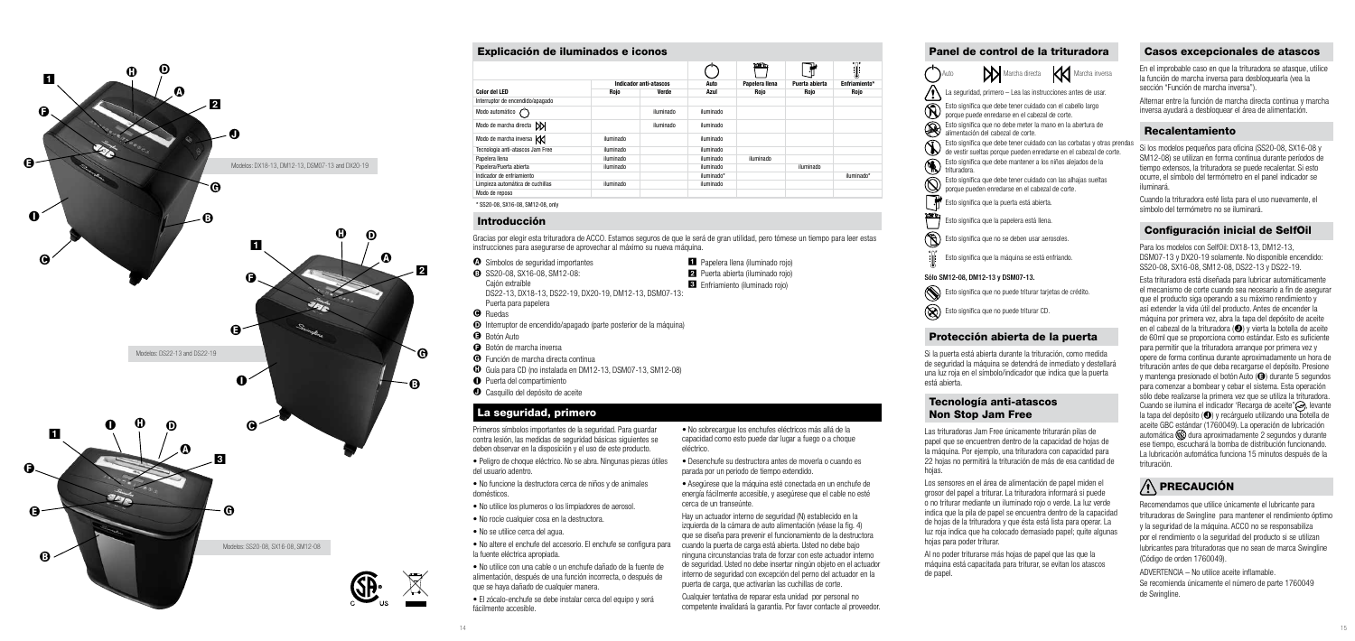Modelos: DX18-13, DM12-13, DSM07-13 and DX20-19

Modelos: DS22-13 and DS22-19

Modelos: SS20-08, SX16-08, SM12-08

## Explicación de iluminados e iconos

| | Indicador anti-atascos | | Auto | Papelera llena | Puerta abierta | Enfriamiento* |
|---|---|---|---|---|---|---|
| **Color del LED** | **Rojo** | **Verde** | **Azul** | **Rojo** | **Rojo** | **Rojo** |
| Interruptor de encendido/apagado | | | | | | |
| Modo automático | | iluminado | iluminado | | | |
| Modo de marcha directa | | iluminado | iluminado | | | |
| Modo de marcha inversa | iluminado | | iluminado | | | |
| Tecnología anti-atascos Jam Free | iluminado | | iluminado | | | |
| Papelera llena | iluminado | | iluminado | iluminado | | |
| Papelera/Puerta abierta | iluminado | | iluminado | | iluminado | |
| Indicador de enfriamiento | | | iluminado* | | | iluminado* |
| Limpieza automática de cuchillas | iluminado | | iluminado | | | |
| Modo de reposo | | | | | | |

\* SS20-08, SX16-08, SM12-08, only

## Introducción

Gracias por elegir esta trituradora de ACCO. Estamos seguros de que le será de gran utilidad, pero tómese un tiempo para leer estas instrucciones para asegurarse de aprovechar al máximo su nueva máquina.

- **A** Símbolos de seguridad importantes
- **B** SS20-08, SX16-08, SM12-08: Cajón extraíble
  DS22-13, DX18-13, DS22-19, DX20-19, DM12-13, DSM07-13: Puerta para papelera
- **C** Ruedas
- **D** Interruptor de encendido/apagado (parte posterior de la máquina)
- **E** Botón Auto
- **F** Botón de marcha inversa
- **G** Función de marcha directa continua
- **H** Guía para CD (no instalada en DM12-13, DSM07-13, SM12-08)
- **I** Puerta del compartimiento
- **J** Casquillo del depósito de aceite

- **1** Papelera llena (iluminado rojo)
- **2** Puerta abierta (iluminado rojo)
- **3** Enfriamiento (iluminado rojo)

## La seguridad, primero

Primeros símbolos importantes de la seguridad. Para guardar contra lesión, las medidas de seguridad básicas siguientes se deben observar en la disposición y el uso de este producto.

- Peligro de choque eléctrico. No se abra. Ningunas piezas útiles del usuario adentro.
- No funcione la destructora cerca de niños y de animales domésticos.
- No utilice los plumeros o los limpiadores de aerosol.
- No rocíe cualquier cosa en la destructora.
- No se utilice cerca del agua.
- No altere el enchufe del accesorio. El enchufe se configura para la fuente eléctrica apropiada.
- No utilice con una cable o un enchufe dañado de la fuente de alimentación, después de una función incorrecta, o después de que se haya dañado de cualquier manera.
- El zócalo-enchufe se debe instalar cerca del equipo y será fácilmente accesible.
- No sobrecargue los enchufes eléctricos más allá de la capacidad como esto puede dar lugar a fuego o a choque eléctrico.
- Desenchufe su destructora antes de moverla o cuando es parada por un periodo de tiempo extendido.
- Asegúrese que la máquina esté conectada en un enchufe de energía fácilmente accesible, y asegúrese que el cable no esté cerca de un transeúnte.

Hay un actuador interno de seguridad (N) establecido en la izquierda de la cámara de auto alimentación (véase la fig. 4) que se diseña para prevenir el funcionamiento de la destructora cuando la puerta de carga está abierta. Usted no debe bajo ninguna circunstancias trata de forzar con este actuador interno de seguridad. Usted no debe insertar ningún objeto en el actuador interno de seguridad con excepción del perno del actuador en la puerta de carga, que activarían las cuchillas de corte.

Cualquier tentativa de reparar esta unidad por personal no competente invalidará la garantía. Por favor contacte al proveedor.

## Panel de control de la trituradora

Auto — Marcha directa — Marcha inversa

- La seguridad, primero – Lea las instrucciones antes de usar.
- Esto significa que debe tener cuidado con el cabello largo porque puede enredarse en el cabezal de corte.
- Esto significa que no debe meter la mano en la abertura de alimentación del cabezal de corte.
- Esto significa que debe tener cuidado con las corbatas y otras prendas de vestir sueltas porque pueden enredarse en el cabezal de corte.
- Esto significa que debe mantener a los niños alejados de la trituradora.
- Esto significa que debe tener cuidado con las alhajas sueltas porque pueden enredarse en el cabezal de corte.
- Esto significa que la puerta está abierta.
- Esto significa que la papelera está llena.
- Esto significa que no se deben usar aerosoles.
- Esto significa que la máquina se está enfriando.

**Sólo SM12-08, DM12-13 y DSM07-13.**

- Esto significa que no puede triturar tarjetas de crédito.
- Esto significa que no puede triturar CD.

## Protección abierta de la puerta

Si la puerta está abierta durante la trituración, como medida de seguridad la máquina se detendrá de inmediato y destellará una luz roja en el símbolo/indicador que indica que la puerta está abierta.

## Tecnología anti-atascos Non Stop Jam Free

Las trituradoras Jam Free únicamente triturarán pilas de papel que se encuentren dentro de la capacidad de hojas de la máquina. Por ejemplo, una trituradora con capacidad para 22 hojas no permitirá la trituración de más de esa cantidad de hojas.

Los sensores en el área de alimentación de papel miden el grosor del papel a triturar. La trituradora informará si puede o no triturar mediante un iluminado rojo o verde. La luz verde indica que la pila de papel se encuentra dentro de la capacidad de hojas de la trituradora y que ésta está lista para operar. La luz roja indica que ha colocado demasiado papel; quite algunas hojas para poder triturar.

Al no poder triturarse más hojas de papel que las que la máquina está capacitada para triturar, se evitan los atascos de papel.

## Casos excepcionales de atascos

En el improbable caso en que la trituradora se atasque, utilice la función de marcha inversa para desbloquearla (vea la sección "Función de marcha inversa").

Alternar entre la función de marcha directa continua y marcha inversa ayudará a desbloquear el área de alimentación.

## Recalentamiento

Si los modelos pequeños para oficina (SS20-08, SX16-08 y SM12-08) se utilizan en forma continua durante períodos de tiempo extensos, la trituradora se puede recalentar. Si esto ocurre, el símbolo del termómetro en el panel indicador se iluminará.

Cuando la trituradora esté lista para el uso nuevamente, el símbolo del termómetro no se iluminará.

## Configuración inicial de SelfOil

Para los modelos con SelfOil: DX18-13, DM12-13, DSM07-13 y DX20-19 solamente. No disponible encendido: SS20-08, SX16-08, SM12-08, DS22-13 y DS22-19.

Esta trituradora está diseñada para lubricar automáticamente el mecanismo de corte cuando sea necesario a fin de asegurar que el producto siga operando a su máximo rendimiento y así extender la vida útil del producto. Antes de encender la máquina por primera vez, abra la tapa del depósito de aceite en el cabezal de la trituradora (J) y vierta la botella de aceite de 60ml que se proporciona como estándar. Esto es suficiente para permitir que la trituradora arranque por primera vez y opere de forma continua durante aproximadamente un hora de trituración antes de que deba recargarse el depósito. Presione y mantenga presionado el botón Auto (E) durante 5 segundos para comenzar a bombear y cebar el sistema. Esta operación sólo debe realizarse la primera vez que se utiliza la trituradora. Cuando se ilumina el indicador 'Recarga de aceite', levante la tapa del depósito (J) y recárguelo utilizando una botella de aceite GBC estándar (1760049). La operación de lubricación automática dura aproximadamente 2 segundos y durante ese tiempo, escuchará la bomba de distribución funcionando. La lubricación automática funciona 15 minutos después de la trituración.

## PRECAUCIÓN

Recomendamos que utilice únicamente el lubricante para trituradoras de Swingline para mantener el rendimiento óptimo y la seguridad de la máquina. ACCO no se responsabiliza por el rendimiento o la seguridad del producto si se utilizan lubricantes para trituradoras que no sean de marca Swingline (Código de orden 1760049).

ADVERTENCIA – No utilice aceite inflamable.
Se recomienda únicamente el número de parte 1760049 de Swingline.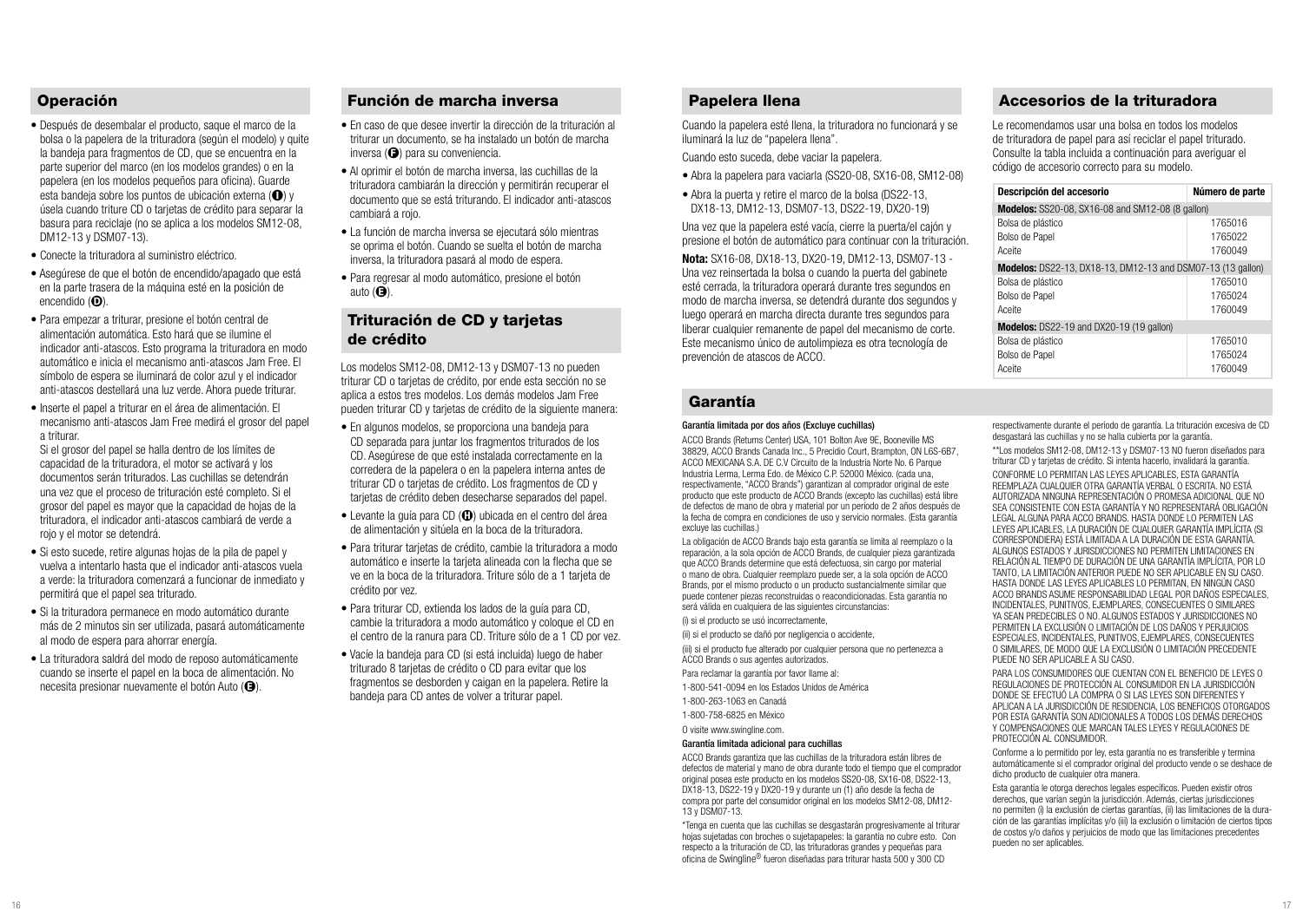## Operación

- Después de desembalar el producto, saque el marco de la bolsa o la papelera de la trituradora (según el modelo) y quite la bandeja para fragmentos de CD, que se encuentra en la parte superior del marco (en los modelos grandes) o en la papelera (en los modelos pequeños para oficina). Guarde esta bandeja sobre los puntos de ubicación externa (I) y úsela cuando triture CD o tarjetas de crédito para separar la basura para reciclaje (no se aplica a los modelos SM12-08, DM12-13 y DSM07-13).
- Conecte la trituradora al suministro eléctrico.
- Asegúrese de que el botón de encendido/apagado que está en la parte trasera de la máquina esté en la posición de encendido (D).
- Para empezar a triturar, presione el botón central de alimentación automática. Esto hará que se ilumine el indicador anti-atascos. Esto programa la trituradora en modo automático e inicia el mecanismo anti-atascos Jam Free. El símbolo de espera se iluminará de color azul y el indicador anti-atascos destellará una luz verde. Ahora puede triturar.
- Inserte el papel a triturar en el área de alimentación. El mecanismo anti-atascos Jam Free medirá el grosor del papel a triturar.
  Si el grosor del papel se halla dentro de los límites de capacidad de la trituradora, el motor se activará y los documentos serán triturados. Las cuchillas se detendrán una vez que el proceso de trituración esté completo. Si el grosor del papel es mayor que la capacidad de hojas de la trituradora, el indicador anti-atascos cambiará de verde a rojo y el motor se detendrá.
- Si esto sucede, retire algunas hojas de la pila de papel y vuelva a intentarlo hasta que el indicador anti-atascos vuelva a verde: la trituradora comenzará a funcionar de inmediato y permitirá que el papel sea triturado.
- Si la trituradora permanece en modo automático durante más de 2 minutos sin ser utilizada, pasará automáticamente al modo de espera para ahorrar energía.
- La trituradora saldrá del modo de reposo automáticamente cuando se inserte el papel en la boca de alimentación. No necesita presionar nuevamente el botón Auto (E).

## Función de marcha inversa

- En caso de que desee invertir la dirección de la trituración al triturar un documento, se ha instalado un botón de marcha inversa (F) para su conveniencia.
- Al oprimir el botón de marcha inversa, las cuchillas de la trituradora cambiarán la dirección y permitirán recuperar el documento que se está triturando. El indicador anti-atascos cambiará a rojo.
- La función de marcha inversa se ejecutará sólo mientras se oprima el botón. Cuando se suelta el botón de marcha inversa, la trituradora pasará al modo de espera.
- Para regresar al modo automático, presione el botón auto (E).

## Trituración de CD y tarjetas de crédito

Los modelos SM12-08, DM12-13 y DSM07-13 no pueden triturar CD o tarjetas de crédito, por ende esta sección no se aplica a estos tres modelos. Los demás modelos Jam Free pueden triturar CD y tarjetas de crédito de la siguiente manera:

- En algunos modelos, se proporciona una bandeja para CD separada para juntar los fragmentos triturados de los CD. Asegúrese de que esté instalada correctamente en la corredera de la papelera o en la papelera interna antes de triturar CD o tarjetas de crédito. Los fragmentos de CD y tarjetas de crédito deben desecharse separados del papel.
- Levante la guía para CD (H) ubicada en el centro del área de alimentación y sitúela en la boca de la trituradora.
- Para triturar tarjetas de crédito, cambie la trituradora a modo automático e inserte la tarjeta alineada con la flecha que se ve en la boca de la trituradora. Triture sólo de a 1 tarjeta de crédito por vez.
- Para triturar CD, extienda los lados de la guía para CD, cambie la trituradora a modo automático y coloque el CD en el centro de la ranura para CD. Triture sólo de a 1 CD por vez.
- Vacíe la bandeja para CD (si está incluida) luego de haber triturado 8 tarjetas de crédito o CD para evitar que los fragmentos se desborden y caigan en la papelera. Retire la bandeja para CD antes de volver a triturar papel.

## Papelera llena

Cuando la papelera esté llena, la trituradora no funcionará y se iluminará la luz de "papelera llena".

Cuando esto suceda, debe vaciar la papelera.

- Abra la papelera para vaciarla (SS20-08, SX16-08, SM12-08)
- Abra la puerta y retire el marco de la bolsa (DS22-13, DX18-13, DM12-13, DSM07-13, DS22-19, DX20-19)

Una vez que la papelera esté vacía, cierre la puerta/el cajón y presione el botón de automático para continuar con la trituración.

**Nota:** SX16-08, DX18-13, DX20-19, DM12-13, DSM07-13 - Una vez reinsertada la bolsa o cuando la puerta del gabinete esté cerrada, la trituradora operará durante tres segundos en modo de marcha inversa, se detendrá durante dos segundos y luego operará en marcha directa durante tres segundos para liberar cualquier remanente de papel del mecanismo de corte. Este mecanismo único de autolimpieza es otra tecnología de prevención de atascos de ACCO.

## Accesorios de la trituradora

Le recomendamos usar una bolsa en todos los modelos de trituradora de papel para así reciclar el papel triturado. Consulte la tabla incluida a continuación para averiguar el código de accesorio correcto para su modelo.

| Descripción del accesorio | Número de parte |
|---|---|
| **Modelos:** SS20-08, SX16-08 and SM12-08 (8 gallon) | |
| Bolsa de plástico | 1765016 |
| Bolso de Papel | 1765022 |
| Aceite | 1760049 |
| **Modelos:** DS22-13, DX18-13, DM12-13 and DSM07-13 (13 gallon) | |
| Bolsa de plástico | 1765010 |
| Bolso de Papel | 1765024 |
| Aceite | 1760049 |
| **Modelos:** DS22-19 and DX20-19 (19 gallon) | |
| Bolsa de plástico | 1765010 |
| Bolso de Papel | 1765024 |
| Aceite | 1760049 |

## Garantía

**Garantía limitada por dos años (Excluye cuchillas)**

ACCO Brands (Returns Center) USA, 101 Bolton Ave 9E, Booneville MS 38829, ACCO Brands Canada Inc., 5 Precidio Court, Brampton, ON L6S-6B7, ACCO MEXICANA S.A. DE C.V Circuito de la Industria Norte No. 6 Parque Industria Lerma, Lerma Edo. de México C.P. 52000 México. (cada una, respectivamente, "ACCO Brands") garantizan al comprador original de este producto que este producto de ACCO Brands (excepto las cuchillas) está libre de defectos de mano de obra y material por un período de 2 años después de la fecha de compra en condiciones de uso y servicio normales. (Esta garantía excluye las cuchillas.)

La obligación de ACCO Brands bajo esta garantía se limita al reemplazo o la reparación, a la sola opción de ACCO Brands, de cualquier pieza garantizada que ACCO Brands determine que está defectuosa, sin cargo por material o mano de obra. Cualquier reemplazo puede ser, a la sola opción de ACCO Brands, por el mismo producto o un producto sustancialmente similar que puede contener piezas reconstruidas o reacondicionadas. Esta garantía no será válida en cualquiera de las siguientes circunstancias:

(i) si el producto se usó incorrectamente,

(ii) si el producto se dañó por negligencia o accidente,

(iii) si el producto fue alterado por cualquier persona que no pertenezca a ACCO Brands o sus agentes autorizados.

Para reclamar la garantía por favor llame al:

1-800-541-0094 en los Estados Unidos de América

1-800-263-1063 en Canadá

1-800-758-6825 en México

O visite www.swingline.com.

**Garantía limitada adicional para cuchillas**

ACCO Brands garantiza que las cuchillas de la trituradora están libres de defectos de material y mano de obra durante todo el tiempo que el comprador original posea este producto en los modelos SS20-08, SX16-08, DS22-13, DX18-13, DS22-19 y DX20-19 y durante un (1) año desde la fecha de compra por parte del consumidor original en los modelos SM12-08, DM12-13 y DSM07-13.

*Tenga en cuenta que las cuchillas se desgastarán progresivamente al triturar hojas sujetadas con broches o sujetapapeles: la garantía no cubre esto. Con respecto a la trituración de CD, las trituradoras grandes y pequeñas para oficina de Swingline® fueron diseñadas para triturar hasta 500 y 300 CD respectivamente durante el período de garantía. La trituración excesiva de CD desgastará las cuchillas y no se halla cubierta por la garantía.

**Los modelos SM12-08, DM12-13 y DSM07-13 NO fueron diseñados para triturar CD y tarjetas de crédito. Si intenta hacerlo, invalidará la garantía.

CONFORME LO PERMITAN LAS LEYES APLICABLES, ESTA GARANTÍA REEMPLAZA CUALQUIER OTRA GARANTÍA VERBAL O ESCRITA. NO ESTÁ AUTORIZADA NINGUNA REPRESENTACIÓN O PROMESA ADICIONAL QUE NO SEA CONSISTENTE CON ESTA GARANTÍA Y NO REPRESENTARÁ OBLIGACIÓN LEGAL ALGUNA PARA ACCO BRANDS. HASTA DONDE LO PERMITEN LAS LEYES APLICABLES, LA DURACIÓN DE CUALQUIER GARANTÍA IMPLÍCITA (SI CORRESPONDIERA) ESTÁ LIMITADA A LA DURACIÓN DE ESTA GARANTÍA. ALGUNOS ESTADOS Y JURISDICCIONES NO PERMITEN LIMITACIONES EN RELACIÓN AL TIEMPO DE DURACIÓN DE UNA GARANTÍA IMPLÍCITA, POR LO TANTO, LA LIMITACIÓN ANTERIOR PUEDE NO SER APLICABLE EN SU CASO. HASTA DONDE LAS LEYES APLICABLES LO PERMITAN, EN NINGÚN CASO ACCO BRANDS ASUME RESPONSABILIDAD LEGAL POR DAÑOS ESPECIALES, INCIDENTALES, PUNITIVOS, EJEMPLARES, CONSECUENTES O SIMILARES YA SEAN PREDECIBLES O NO. ALGUNOS ESTADOS Y JURISDICCIONES NO PERMITEN LA EXCLUSIÓN O LIMITACIÓN DE LOS DAÑOS Y PERJUICIOS ESPECIALES, INCIDENTALES, PUNITIVOS, EJEMPLARES, CONSECUENTES O SIMILARES, DE MODO QUE LA EXCLUSIÓN O LIMITACIÓN PRECEDENTE PUEDE NO SER APLICABLE A SU CASO.

PARA LOS CONSUMIDORES QUE CUENTAN CON EL BENEFICIO DE LEYES O REGULACIONES DE PROTECCIÓN AL CONSUMIDOR EN LA JURISDICCIÓN DONDE SE EFECTUÓ LA COMPRA O SI LAS LEYES SON DIFERENTES Y APLICAN A LA JURISDICCIÓN DE RESIDENCIA, LOS BENEFICIOS OTORGADOS POR ESTA GARANTÍA SON ADICIONALES A TODOS LOS DEMÁS DERECHOS Y COMPENSACIONES QUE MARCAN TALES LEYES Y REGULACIONES DE PROTECCIÓN AL CONSUMIDOR.

Conforme a lo permitido por ley, esta garantía no es transferible y termina automáticamente si el comprador original del producto vende o se deshace de dicho producto de cualquier otra manera.

Esta garantía le otorga derechos legales específicos. Pueden existir otros derechos, que varían según la jurisdicción. Además, ciertas jurisdicciones no permiten (i) la exclusión de ciertas garantías, (ii) las limitaciones de la duración de las garantías implícitas y/o (iii) la exclusión o limitación de ciertos tipos de costos y/o daños y perjuicios de modo que las limitaciones precedentes pueden no ser aplicables.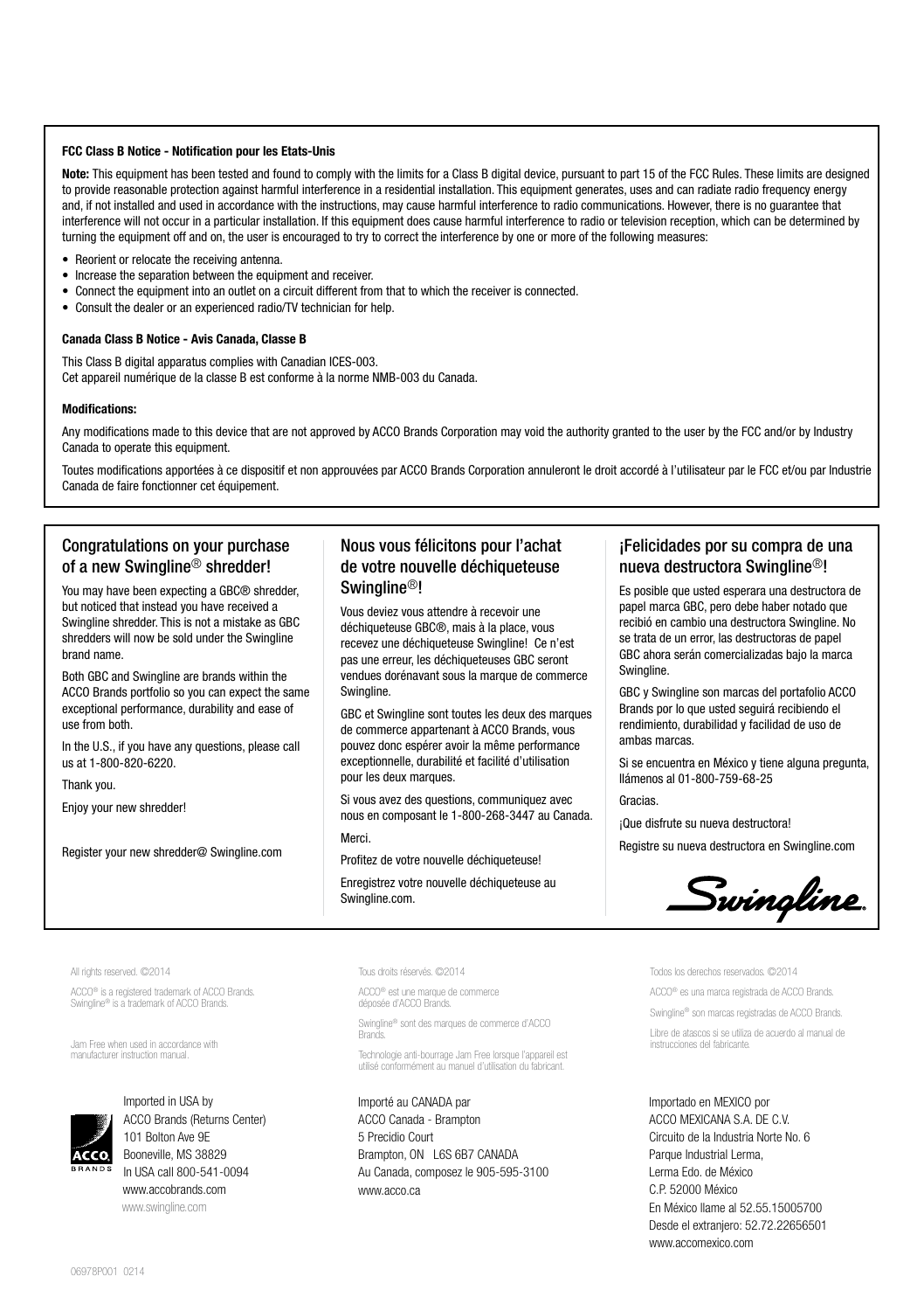**FCC Class B Notice - Notification pour les Etats-Unis**

**Note:** This equipment has been tested and found to comply with the limits for a Class B digital device, pursuant to part 15 of the FCC Rules. These limits are designed to provide reasonable protection against harmful interference in a residential installation. This equipment generates, uses and can radiate radio frequency energy and, if not installed and used in accordance with the instructions, may cause harmful interference to radio communications. However, there is no guarantee that interference will not occur in a particular installation. If this equipment does cause harmful interference to radio or television reception, which can be determined by turning the equipment off and on, the user is encouraged to try to correct the interference by one or more of the following measures:

- Reorient or relocate the receiving antenna.
- Increase the separation between the equipment and receiver.
- Connect the equipment into an outlet on a circuit different from that to which the receiver is connected.
- Consult the dealer or an experienced radio/TV technician for help.

**Canada Class B Notice - Avis Canada, Classe B**

This Class B digital apparatus complies with Canadian ICES-003.
Cet appareil numérique de la classe B est conforme à la norme NMB-003 du Canada.

**Modifications:**

Any modifications made to this device that are not approved by ACCO Brands Corporation may void the authority granted to the user by the FCC and/or by Industry Canada to operate this equipment.

Toutes modifications apportées à ce dispositif et non approuvées par ACCO Brands Corporation annuleront le droit accordé à l'utilisateur par le FCC et/ou par Industrie Canada de faire fonctionner cet équipement.

## Congratulations on your purchase of a new Swingline® shredder!

You may have been expecting a GBC® shredder, but noticed that instead you have received a Swingline shredder. This is not a mistake as GBC shredders will now be sold under the Swingline brand name.

Both GBC and Swingline are brands within the ACCO Brands portfolio so you can expect the same exceptional performance, durability and ease of use from both.

In the U.S., if you have any questions, please call us at 1-800-820-6220.

Thank you.

Enjoy your new shredder!

Register your new shredder@ Swingline.com

## Nous vous félicitons pour l'achat de votre nouvelle déchiqueteuse Swingline®!

Vous deviez vous attendre à recevoir une déchiqueteuse GBC®, mais à la place, vous recevez une déchiqueteuse Swingline! Ce n'est pas une erreur, les déchiqueteuses GBC seront vendues dorénavant sous la marque de commerce Swingline.

GBC et Swingline sont toutes les deux des marques de commerce appartenant à ACCO Brands, vous pouvez donc espérer avoir la même performance exceptionnelle, durabilité et facilité d'utilisation pour les deux marques.

Si vous avez des questions, communiquez avec nous en composant le 1-800-268-3447 au Canada.

Merci.

Profitez de votre nouvelle déchiqueteuse!

Enregistrez votre nouvelle déchiqueteuse au Swingline.com.

## ¡Felicidades por su compra de una nueva destructora Swingline®!

Es posible que usted esperara una destructora de papel marca GBC, pero debe haber notado que recibió en cambio una destructora Swingline. No se trata de un error, las destructoras de papel GBC ahora serán comercializadas bajo la marca Swingline.

GBC y Swingline son marcas del portafolio ACCO Brands por lo que usted seguirá recibiendo el rendimiento, durabilidad y facilidad de uso de ambas marcas.

Si se encuentra en México y tiene alguna pregunta, llámenos al 01-800-759-68-25

Gracias.

¡Que disfrute su nueva destructora!

Registre su nueva destructora en Swingline.com

Swingline

All rights reserved. ©2014

ACCO® is a registered trademark of ACCO Brands.
Swingline® is a trademark of ACCO Brands.

Jam Free when used in accordance with manufacturer instruction manual.

Imported in USA by
ACCO Brands (Returns Center)
101 Bolton Ave 9E
Booneville, MS 38829
In USA call 800-541-0094
www.accobrands.com
www.swingline.com

Tous droits réservés. ©2014

ACCO® est une marque de commerce déposée d'ACCO Brands.

Swingline® sont des marques de commerce d'ACCO Brands.

Technologie anti-bourrage Jam Free lorsque l'appareil est utilisé conformément au manuel d'utilisation du fabricant.

Importé au CANADA par
ACCO Canada - Brampton
5 Precidio Court
Brampton, ON L6S 6B7 CANADA
Au Canada, composez le 905-595-3100
www.acco.ca

Todos los derechos reservados. ©2014

ACCO® es una marca registrada de ACCO Brands.

Swingline® son marcas registradas de ACCO Brands.

Libre de atascos si se utiliza de acuerdo al manual de instrucciones del fabricante.

Importado en MEXICO por
ACCO MEXICANA S.A. DE C.V.
Circuito de la Industria Norte No. 6
Parque Industrial Lerma,
Lerma Edo. de México
C.P. 52000 México
En México llame al 52.55.15005700
Desde el extranjero: 52.72.22656501
www.accomexico.com

06978P001 0214